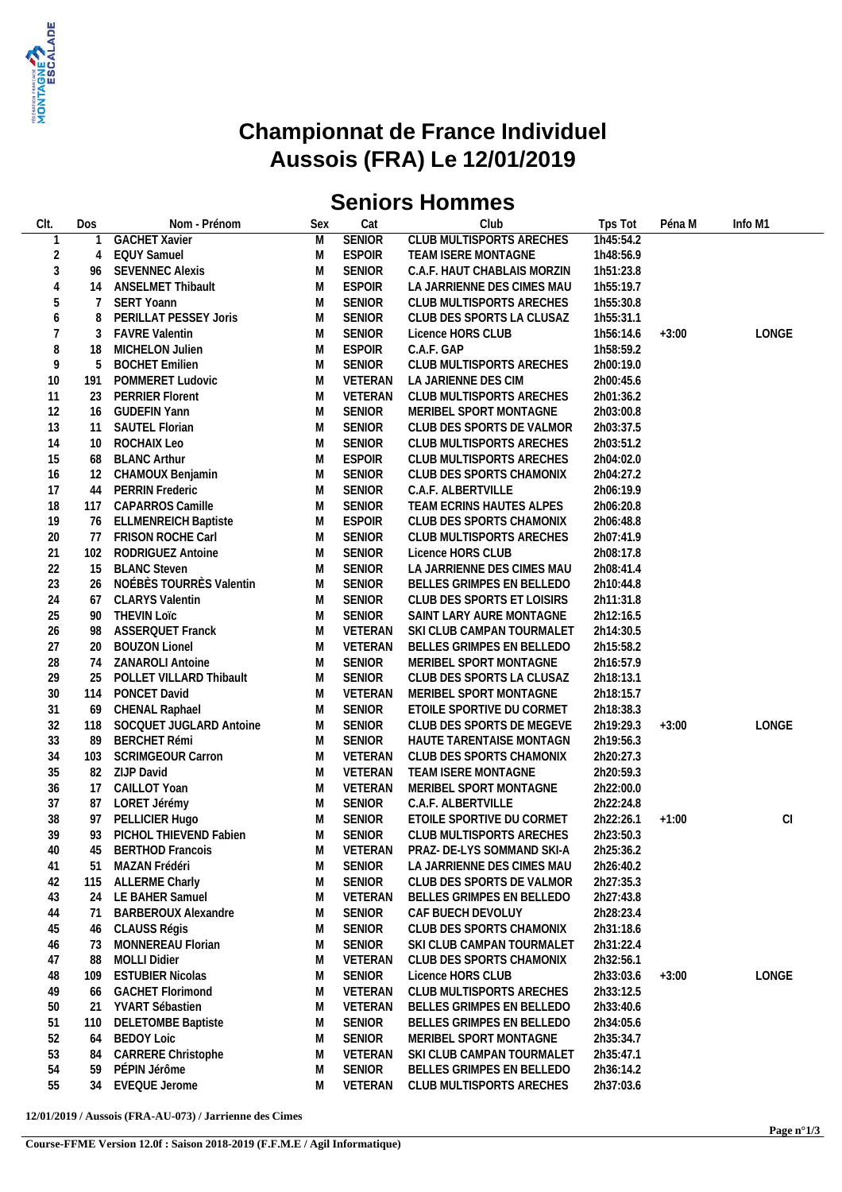# Championnat de France Individuel
# Aussois (FRA) Le 12/01/2019

## Seniors Hommes

| Clt. | Dos | Nom - Prénom | Sex | Cat | Club | Tps Tot | Péna M | Info M1 |
|---|---|---|---|---|---|---|---|---|
| 1 | 1 | GACHET Xavier | M | SENIOR | CLUB MULTISPORTS ARECHES | 1h45:54.2 | | |
| 2 | 4 | EQUY Samuel | M | ESPOIR | TEAM ISERE MONTAGNE | 1h48:56.9 | | |
| 3 | 96 | SEVENNEC Alexis | M | SENIOR | C.A.F. HAUT CHABLAIS MORZIN | 1h51:23.8 | | |
| 4 | 14 | ANSELMET Thibault | M | ESPOIR | LA JARRIENNE DES CIMES MAU | 1h55:19.7 | | |
| 5 | 7 | SERT Yoann | M | SENIOR | CLUB MULTISPORTS ARECHES | 1h55:30.8 | | |
| 6 | 8 | PERILLAT PESSEY Joris | M | SENIOR | CLUB DES SPORTS LA CLUSAZ | 1h55:31.1 | | |
| 7 | 3 | FAVRE Valentin | M | SENIOR | Licence HORS CLUB | 1h56:14.6 | +3:00 | LONGE |
| 8 | 18 | MICHELON Julien | M | ESPOIR | C.A.F. GAP | 1h58:59.2 | | |
| 9 | 5 | BOCHET Emilien | M | SENIOR | CLUB MULTISPORTS ARECHES | 2h00:19.0 | | |
| 10 | 191 | POMMERET Ludovic | M | VETERAN | LA JARIENNE DES CIM | 2h00:45.6 | | |
| 11 | 23 | PERRIER Florent | M | VETERAN | CLUB MULTISPORTS ARECHES | 2h01:36.2 | | |
| 12 | 16 | GUDEFIN Yann | M | SENIOR | MERIBEL SPORT MONTAGNE | 2h03:00.8 | | |
| 13 | 11 | SAUTEL Florian | M | SENIOR | CLUB DES SPORTS DE VALMOR | 2h03:37.5 | | |
| 14 | 10 | ROCHAIX Leo | M | SENIOR | CLUB MULTISPORTS ARECHES | 2h03:51.2 | | |
| 15 | 68 | BLANC Arthur | M | ESPOIR | CLUB MULTISPORTS ARECHES | 2h04:02.0 | | |
| 16 | 12 | CHAMOUX Benjamin | M | SENIOR | CLUB DES SPORTS CHAMONIX | 2h04:27.2 | | |
| 17 | 44 | PERRIN Frederic | M | SENIOR | C.A.F. ALBERTVILLE | 2h06:19.9 | | |
| 18 | 117 | CAPARROS Camille | M | SENIOR | TEAM ECRINS HAUTES ALPES | 2h06:20.8 | | |
| 19 | 76 | ELLMENREICH Baptiste | M | ESPOIR | CLUB DES SPORTS CHAMONIX | 2h06:48.8 | | |
| 20 | 77 | FRISON ROCHE Carl | M | SENIOR | CLUB MULTISPORTS ARECHES | 2h07:41.9 | | |
| 21 | 102 | RODRIGUEZ Antoine | M | SENIOR | Licence HORS CLUB | 2h08:17.8 | | |
| 22 | 15 | BLANC Steven | M | SENIOR | LA JARRIENNE DES CIMES MAU | 2h08:41.4 | | |
| 23 | 26 | NOÉBÈS TOURRÈS Valentin | M | SENIOR | BELLES GRIMPES EN BELLEDO | 2h10:44.8 | | |
| 24 | 67 | CLARYS Valentin | M | SENIOR | CLUB DES SPORTS ET LOISIRS | 2h11:31.8 | | |
| 25 | 90 | THEVIN Loïc | M | SENIOR | SAINT LARY AURE MONTAGNE | 2h12:16.5 | | |
| 26 | 98 | ASSERQUET Franck | M | VETERAN | SKI CLUB CAMPAN TOURMALET | 2h14:30.5 | | |
| 27 | 20 | BOUZON Lionel | M | VETERAN | BELLES GRIMPES EN BELLEDO | 2h15:58.2 | | |
| 28 | 74 | ZANAROLI Antoine | M | SENIOR | MERIBEL SPORT MONTAGNE | 2h16:57.9 | | |
| 29 | 25 | POLLET VILLARD Thibault | M | SENIOR | CLUB DES SPORTS LA CLUSAZ | 2h18:13.1 | | |
| 30 | 114 | PONCET David | M | VETERAN | MERIBEL SPORT MONTAGNE | 2h18:15.7 | | |
| 31 | 69 | CHENAL Raphael | M | SENIOR | ETOILE SPORTIVE DU CORMET | 2h18:38.3 | | |
| 32 | 118 | SOCQUET JUGLARD Antoine | M | SENIOR | CLUB DES SPORTS DE MEGEVE | 2h19:29.3 | +3:00 | LONGE |
| 33 | 89 | BERCHET Rémi | M | SENIOR | HAUTE TARENTAISE MONTAGN | 2h19:56.3 | | |
| 34 | 103 | SCRIMGEOUR Carron | M | VETERAN | CLUB DES SPORTS CHAMONIX | 2h20:27.3 | | |
| 35 | 82 | ZIJP David | M | VETERAN | TEAM ISERE MONTAGNE | 2h20:59.3 | | |
| 36 | 17 | CAILLOT Yoan | M | VETERAN | MERIBEL SPORT MONTAGNE | 2h22:00.0 | | |
| 37 | 87 | LORET Jérémy | M | SENIOR | C.A.F. ALBERTVILLE | 2h22:24.8 | | |
| 38 | 97 | PELLICIER Hugo | M | SENIOR | ETOILE SPORTIVE DU CORMET | 2h22:26.1 | +1:00 | CI |
| 39 | 93 | PICHOL THIEVEND Fabien | M | SENIOR | CLUB MULTISPORTS ARECHES | 2h23:50.3 | | |
| 40 | 45 | BERTHOD Francois | M | VETERAN | PRAZ- DE-LYS SOMMAND SKI-A | 2h25:36.2 | | |
| 41 | 51 | MAZAN Frédéri | M | SENIOR | LA JARRIENNE DES CIMES MAU | 2h26:40.2 | | |
| 42 | 115 | ALLERME Charly | M | SENIOR | CLUB DES SPORTS DE VALMOR | 2h27:35.3 | | |
| 43 | 24 | LE BAHER Samuel | M | VETERAN | BELLES GRIMPES EN BELLEDO | 2h27:43.8 | | |
| 44 | 71 | BARBEROUX Alexandre | M | SENIOR | CAF BUECH DEVOLUY | 2h28:23.4 | | |
| 45 | 46 | CLAUSS Régis | M | SENIOR | CLUB DES SPORTS CHAMONIX | 2h31:18.6 | | |
| 46 | 73 | MONNEREAU Florian | M | SENIOR | SKI CLUB CAMPAN TOURMALET | 2h31:22.4 | | |
| 47 | 88 | MOLLI Didier | M | VETERAN | CLUB DES SPORTS CHAMONIX | 2h32:56.1 | | |
| 48 | 109 | ESTUBIER Nicolas | M | SENIOR | Licence HORS CLUB | 2h33:03.6 | +3:00 | LONGE |
| 49 | 66 | GACHET Florimond | M | VETERAN | CLUB MULTISPORTS ARECHES | 2h33:12.5 | | |
| 50 | 21 | YVART Sébastien | M | VETERAN | BELLES GRIMPES EN BELLEDO | 2h33:40.6 | | |
| 51 | 110 | DELETOMBE Baptiste | M | SENIOR | BELLES GRIMPES EN BELLEDO | 2h34:05.6 | | |
| 52 | 64 | BEDOY Loic | M | SENIOR | MERIBEL SPORT MONTAGNE | 2h35:34.7 | | |
| 53 | 84 | CARRERE Christophe | M | VETERAN | SKI CLUB CAMPAN TOURMALET | 2h35:47.1 | | |
| 54 | 59 | PÉPIN Jérôme | M | SENIOR | BELLES GRIMPES EN BELLEDO | 2h36:14.2 | | |
| 55 | 34 | EVEQUE Jerome | M | VETERAN | CLUB MULTISPORTS ARECHES | 2h37:03.6 | | |

**12/01/2019 / Aussois (FRA-AU-073) / Jarrienne des Cimes**

**Course-FFME Version 12.0f : Saison 2018-2019 (F.F.M.E / Agil Informatique)**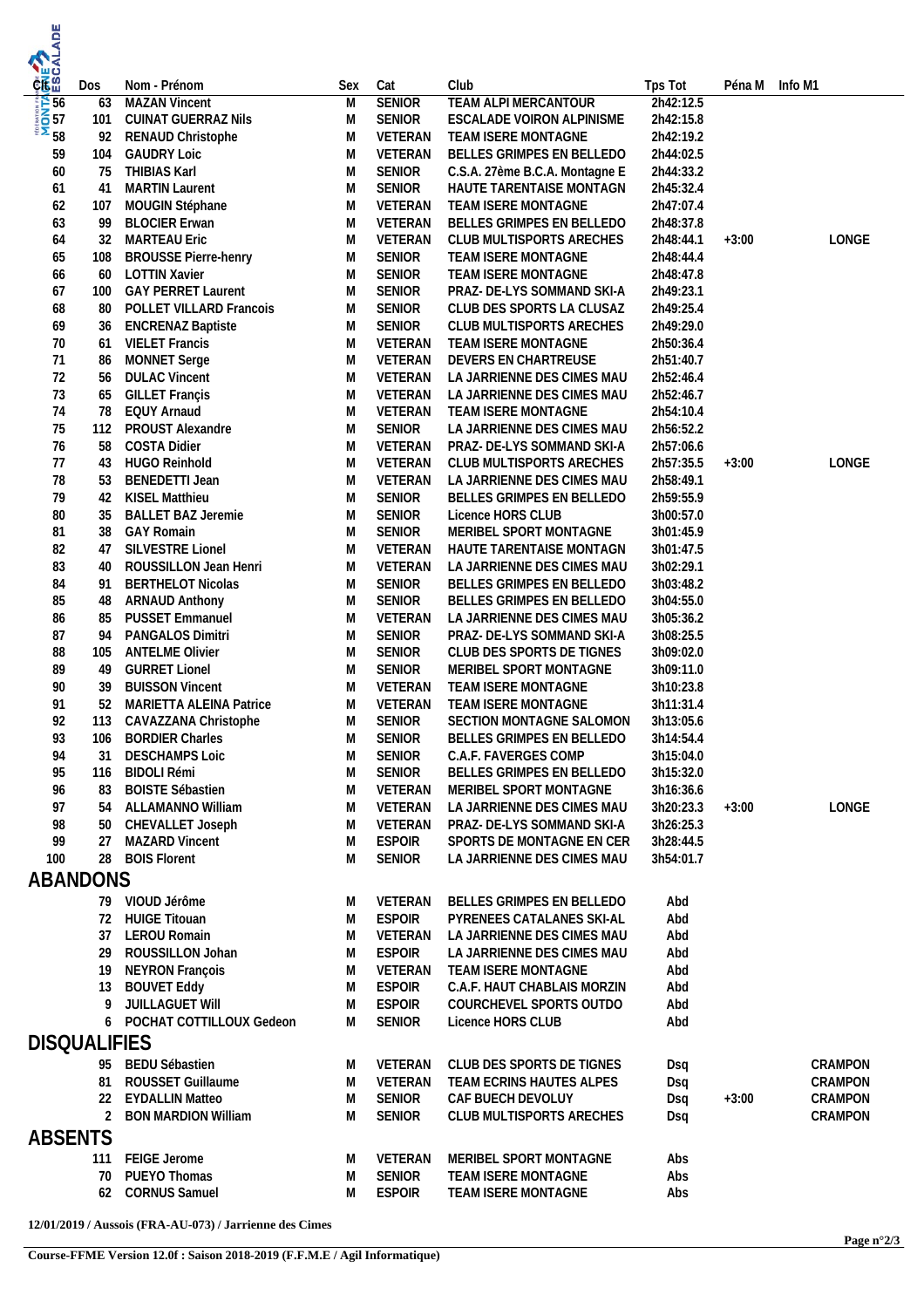| Clt | Dos | Nom - Prénom | Sex | Cat | Club | Tps Tot | Péna M | Info M1 |
|---|---|---|---|---|---|---|---|---|
| 56 | 63 | MAZAN Vincent | M | SENIOR | TEAM ALPI MERCANTOUR | 2h42:12.5 | | |
| 57 | 101 | CUINAT GUERRAZ Nils | M | SENIOR | ESCALADE VOIRON ALPINISME | 2h42:15.8 | | |
| 58 | 92 | RENAUD Christophe | M | VETERAN | TEAM ISERE MONTAGNE | 2h42:19.2 | | |
| 59 | 104 | GAUDRY Loic | M | VETERAN | BELLES GRIMPES EN BELLEDO | 2h44:02.5 | | |
| 60 | 75 | THIBIAS Karl | M | SENIOR | C.S.A. 27ème B.C.A. Montagne E | 2h44:33.2 | | |
| 61 | 41 | MARTIN Laurent | M | SENIOR | HAUTE TARENTAISE MONTAGN | 2h45:32.4 | | |
| 62 | 107 | MOUGIN Stéphane | M | VETERAN | TEAM ISERE MONTAGNE | 2h47:07.4 | | |
| 63 | 99 | BLOCIER Erwan | M | VETERAN | BELLES GRIMPES EN BELLEDO | 2h48:37.8 | | |
| 64 | 32 | MARTEAU Eric | M | VETERAN | CLUB MULTISPORTS ARECHES | 2h48:44.1 | +3:00 | LONGE |
| 65 | 108 | BROUSSE Pierre-henry | M | SENIOR | TEAM ISERE MONTAGNE | 2h48:44.4 | | |
| 66 | 60 | LOTTIN Xavier | M | SENIOR | TEAM ISERE MONTAGNE | 2h48:47.8 | | |
| 67 | 100 | GAY PERRET Laurent | M | SENIOR | PRAZ- DE-LYS SOMMAND SKI-A | 2h49:23.1 | | |
| 68 | 80 | POLLET VILLARD Francois | M | SENIOR | CLUB DES SPORTS LA CLUSAZ | 2h49:25.4 | | |
| 69 | 36 | ENCRENAZ Baptiste | M | SENIOR | CLUB MULTISPORTS ARECHES | 2h49:29.0 | | |
| 70 | 61 | VIELET Francis | M | VETERAN | TEAM ISERE MONTAGNE | 2h50:36.4 | | |
| 71 | 86 | MONNET Serge | M | VETERAN | DEVERS EN CHARTREUSE | 2h51:40.7 | | |
| 72 | 56 | DULAC Vincent | M | VETERAN | LA JARRIENNE DES CIMES MAU | 2h52:46.4 | | |
| 73 | 65 | GILLET Françis | M | VETERAN | LA JARRIENNE DES CIMES MAU | 2h52:46.7 | | |
| 74 | 78 | EQUY Arnaud | M | VETERAN | TEAM ISERE MONTAGNE | 2h54:10.4 | | |
| 75 | 112 | PROUST Alexandre | M | SENIOR | LA JARRIENNE DES CIMES MAU | 2h56:52.2 | | |
| 76 | 58 | COSTA Didier | M | VETERAN | PRAZ- DE-LYS SOMMAND SKI-A | 2h57:06.6 | | |
| 77 | 43 | HUGO Reinhold | M | VETERAN | CLUB MULTISPORTS ARECHES | 2h57:35.5 | +3:00 | LONGE |
| 78 | 53 | BENEDETTI Jean | M | VETERAN | LA JARRIENNE DES CIMES MAU | 2h58:49.1 | | |
| 79 | 42 | KISEL Matthieu | M | SENIOR | BELLES GRIMPES EN BELLEDO | 2h59:55.9 | | |
| 80 | 35 | BALLET BAZ Jeremie | M | SENIOR | Licence HORS CLUB | 3h00:57.0 | | |
| 81 | 38 | GAY Romain | M | SENIOR | MERIBEL SPORT MONTAGNE | 3h01:45.9 | | |
| 82 | 47 | SILVESTRE Lionel | M | VETERAN | HAUTE TARENTAISE MONTAGN | 3h01:47.5 | | |
| 83 | 40 | ROUSSILLON Jean Henri | M | VETERAN | LA JARRIENNE DES CIMES MAU | 3h02:29.1 | | |
| 84 | 91 | BERTHELOT Nicolas | M | SENIOR | BELLES GRIMPES EN BELLEDO | 3h03:48.2 | | |
| 85 | 48 | ARNAUD Anthony | M | SENIOR | BELLES GRIMPES EN BELLEDO | 3h04:55.0 | | |
| 86 | 85 | PUSSET Emmanuel | M | VETERAN | LA JARRIENNE DES CIMES MAU | 3h05:36.2 | | |
| 87 | 94 | PANGALOS Dimitri | M | SENIOR | PRAZ- DE-LYS SOMMAND SKI-A | 3h08:25.5 | | |
| 88 | 105 | ANTELME Olivier | M | SENIOR | CLUB DES SPORTS DE TIGNES | 3h09:02.0 | | |
| 89 | 49 | GURRET Lionel | M | SENIOR | MERIBEL SPORT MONTAGNE | 3h09:11.0 | | |
| 90 | 39 | BUISSON Vincent | M | VETERAN | TEAM ISERE MONTAGNE | 3h10:23.8 | | |
| 91 | 52 | MARIETTA ALEINA Patrice | M | VETERAN | TEAM ISERE MONTAGNE | 3h11:31.4 | | |
| 92 | 113 | CAVAZZANA Christophe | M | SENIOR | SECTION MONTAGNE SALOMON | 3h13:05.6 | | |
| 93 | 106 | BORDIER Charles | M | SENIOR | BELLES GRIMPES EN BELLEDO | 3h14:54.4 | | |
| 94 | 31 | DESCHAMPS Loic | M | SENIOR | C.A.F. FAVERGES COMP | 3h15:04.0 | | |
| 95 | 116 | BIDOLI Rémi | M | SENIOR | BELLES GRIMPES EN BELLEDO | 3h15:32.0 | | |
| 96 | 83 | BOISTE Sébastien | M | VETERAN | MERIBEL SPORT MONTAGNE | 3h16:36.6 | | |
| 97 | 54 | ALLAMANNO William | M | VETERAN | LA JARRIENNE DES CIMES MAU | 3h20:23.3 | +3:00 | LONGE |
| 98 | 50 | CHEVALLET Joseph | M | VETERAN | PRAZ- DE-LYS SOMMAND SKI-A | 3h26:25.3 | | |
| 99 | 27 | MAZARD Vincent | M | ESPOIR | SPORTS DE MONTAGNE EN CER | 3h28:44.5 | | |
| 100 | 28 | BOIS Florent | M | SENIOR | LA JARRIENNE DES CIMES MAU | 3h54:01.7 | | |

## ABANDONS

| Clt | Dos | Nom - Prénom | Sex | Cat | Club | Tps Tot | Péna M | Info M1 |
|---|---|---|---|---|---|---|---|---|
| | 79 | VIOUD Jérôme | M | VETERAN | BELLES GRIMPES EN BELLEDO | Abd | | |
| | 72 | HUIGE Titouan | M | ESPOIR | PYRENEES CATALANES SKI-AL | Abd | | |
| | 37 | LEROU Romain | M | VETERAN | LA JARRIENNE DES CIMES MAU | Abd | | |
| | 29 | ROUSSILLON Johan | M | ESPOIR | LA JARRIENNE DES CIMES MAU | Abd | | |
| | 19 | NEYRON François | M | VETERAN | TEAM ISERE MONTAGNE | Abd | | |
| | 13 | BOUVET Eddy | M | ESPOIR | C.A.F. HAUT CHABLAIS MORZIN | Abd | | |
| | 9 | JUILLAGUET Will | M | ESPOIR | COURCHEVEL SPORTS OUTDO | Abd | | |
| | 6 | POCHAT COTTILLOUX Gedeon | M | SENIOR | Licence HORS CLUB | Abd | | |

## DISQUALIFIES

| Clt | Dos | Nom - Prénom | Sex | Cat | Club | Tps Tot | Péna M | Info M1 |
|---|---|---|---|---|---|---|---|---|
| | 95 | BEDU Sébastien | M | VETERAN | CLUB DES SPORTS DE TIGNES | Dsq | | CRAMPON |
| | 81 | ROUSSET Guillaume | M | VETERAN | TEAM ECRINS HAUTES ALPES | Dsq | | CRAMPON |
| | 22 | EYDALLIN Matteo | M | SENIOR | CAF BUECH DEVOLUY | Dsq | +3:00 | CRAMPON |
| | 2 | BON MARDION William | M | SENIOR | CLUB MULTISPORTS ARECHES | Dsq | | CRAMPON |

## ABSENTS

| Clt | Dos | Nom - Prénom | Sex | Cat | Club | Tps Tot | Péna M | Info M1 |
|---|---|---|---|---|---|---|---|---|
| | 111 | FEIGE Jerome | M | VETERAN | MERIBEL SPORT MONTAGNE | Abs | | |
| | 70 | PUEYO Thomas | M | SENIOR | TEAM ISERE MONTAGNE | Abs | | |
| | 62 | CORNUS Samuel | M | ESPOIR | TEAM ISERE MONTAGNE | Abs | | |

**12/01/2019 / Aussois (FRA-AU-073) / Jarrienne des Cimes**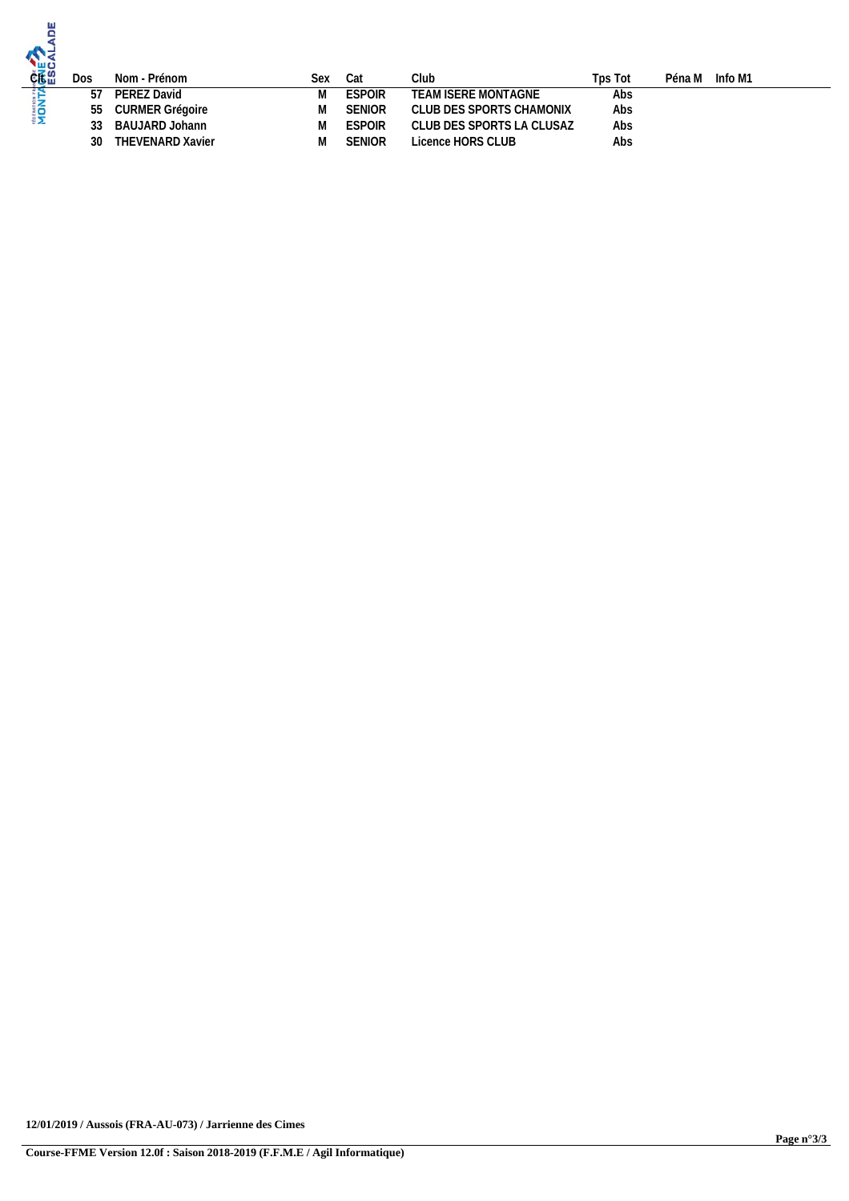| Clt | Dos | Nom - Prénom | Sex | Cat | Club | Tps Tot | Péna M | Info M1 |
| --- | --- | --- | --- | --- | --- | --- | --- | --- |
| | 57 | PEREZ David | M | ESPOIR | TEAM ISERE MONTAGNE | Abs | | |
| | 55 | CURMER Grégoire | M | SENIOR | CLUB DES SPORTS CHAMONIX | Abs | | |
| | 33 | BAUJARD Johann | M | ESPOIR | CLUB DES SPORTS LA CLUSAZ | Abs | | |
| | 30 | THEVENARD Xavier | M | SENIOR | Licence HORS CLUB | Abs | | |

**12/01/2019 / Aussois (FRA-AU-073) / Jarrienne des Cimes**

**Course-FFME Version 12.0f : Saison 2018-2019 (F.F.M.E / Agil Informatique)**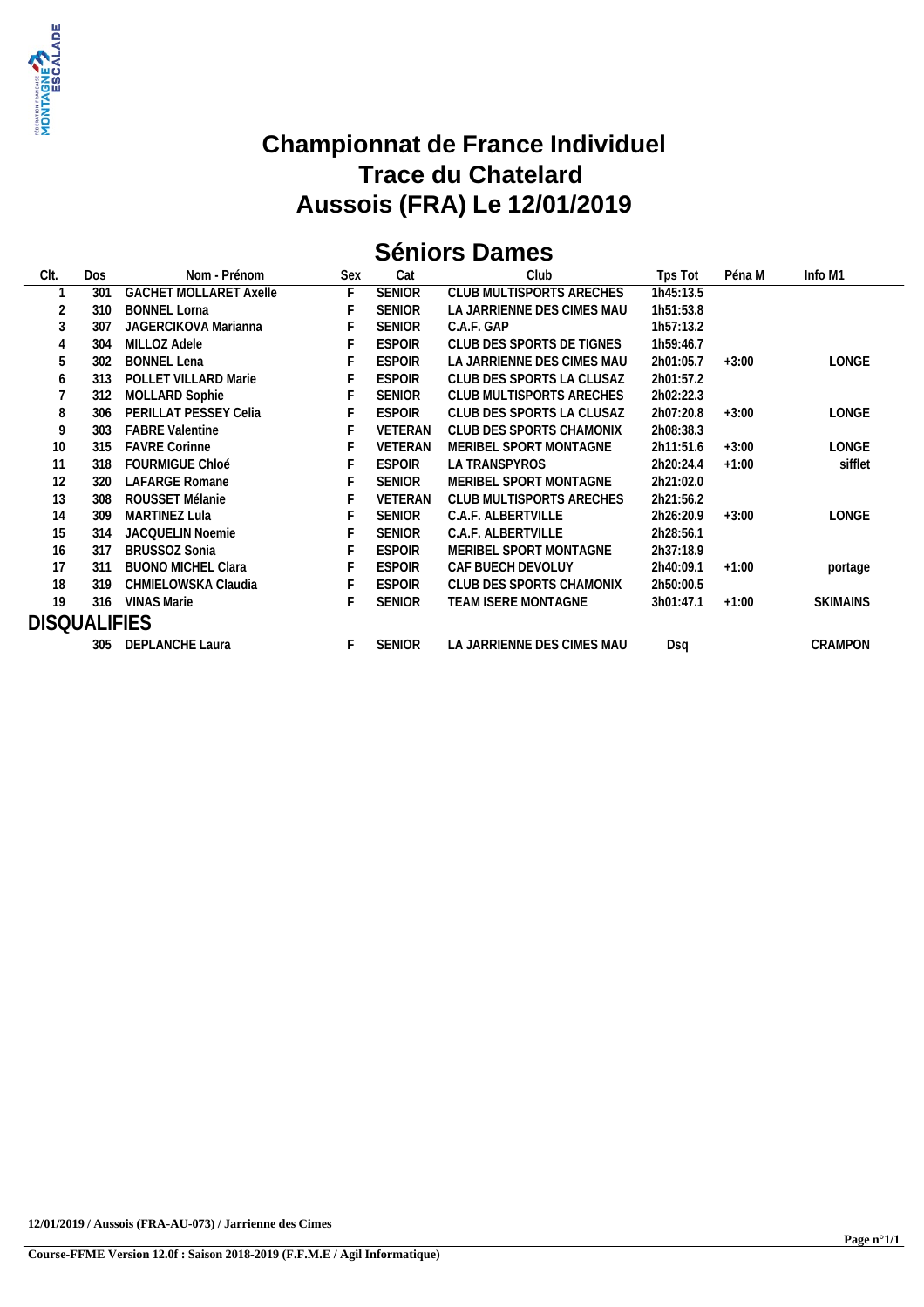# Championnat de France Individuel
# Trace du Chatelard
# Aussois (FRA) Le 12/01/2019

## Séniors Dames

| Clt. | Dos | Nom - Prénom | Sex | Cat | Club | Tps Tot | Péna M | Info M1 |
|---|---|---|---|---|---|---|---|---|
| 1 | 301 | GACHET MOLLARET Axelle | F | SENIOR | CLUB MULTISPORTS ARECHES | 1h45:13.5 | | |
| 2 | 310 | BONNEL Lorna | F | SENIOR | LA JARRIENNE DES CIMES MAU | 1h51:53.8 | | |
| 3 | 307 | JAGERCIKOVA Marianna | F | SENIOR | C.A.F. GAP | 1h57:13.2 | | |
| 4 | 304 | MILLOZ Adele | F | ESPOIR | CLUB DES SPORTS DE TIGNES | 1h59:46.7 | | |
| 5 | 302 | BONNEL Lena | F | ESPOIR | LA JARRIENNE DES CIMES MAU | 2h01:05.7 | +3:00 | LONGE |
| 6 | 313 | POLLET VILLARD Marie | F | ESPOIR | CLUB DES SPORTS LA CLUSAZ | 2h01:57.2 | | |
| 7 | 312 | MOLLARD Sophie | F | SENIOR | CLUB MULTISPORTS ARECHES | 2h02:22.3 | | |
| 8 | 306 | PERILLAT PESSEY Celia | F | ESPOIR | CLUB DES SPORTS LA CLUSAZ | 2h07:20.8 | +3:00 | LONGE |
| 9 | 303 | FABRE Valentine | F | VETERAN | CLUB DES SPORTS CHAMONIX | 2h08:38.3 | | |
| 10 | 315 | FAVRE Corinne | F | VETERAN | MERIBEL SPORT MONTAGNE | 2h11:51.6 | +3:00 | LONGE |
| 11 | 318 | FOURMIGUE Chloé | F | ESPOIR | LA TRANSPYROS | 2h20:24.4 | +1:00 | sifflet |
| 12 | 320 | LAFARGE Romane | F | SENIOR | MERIBEL SPORT MONTAGNE | 2h21:02.0 | | |
| 13 | 308 | ROUSSET Mélanie | F | VETERAN | CLUB MULTISPORTS ARECHES | 2h21:56.2 | | |
| 14 | 309 | MARTINEZ Lula | F | SENIOR | C.A.F. ALBERTVILLE | 2h26:20.9 | +3:00 | LONGE |
| 15 | 314 | JACQUELIN Noemie | F | SENIOR | C.A.F. ALBERTVILLE | 2h28:56.1 | | |
| 16 | 317 | BRUSSOZ Sonia | F | ESPOIR | MERIBEL SPORT MONTAGNE | 2h37:18.9 | | |
| 17 | 311 | BUONO MICHEL Clara | F | ESPOIR | CAF BUECH DEVOLUY | 2h40:09.1 | +1:00 | portage |
| 18 | 319 | CHMIELOWSKA Claudia | F | ESPOIR | CLUB DES SPORTS CHAMONIX | 2h50:00.5 | | |
| 19 | 316 | VINAS Marie | F | SENIOR | TEAM ISERE MONTAGNE | 3h01:47.1 | +1:00 | SKIMAINS |
| **DISQUALIFIES** | | | | | | | | |
| | 305 | DEPLANCHE Laura | F | SENIOR | LA JARRIENNE DES CIMES MAU | Dsq | | CRAMPON |

**12/01/2019 / Aussois (FRA-AU-073) / Jarrienne des Cimes**

**Course-FFME Version 12.0f : Saison 2018-2019 (F.F.M.E / Agil Informatique)**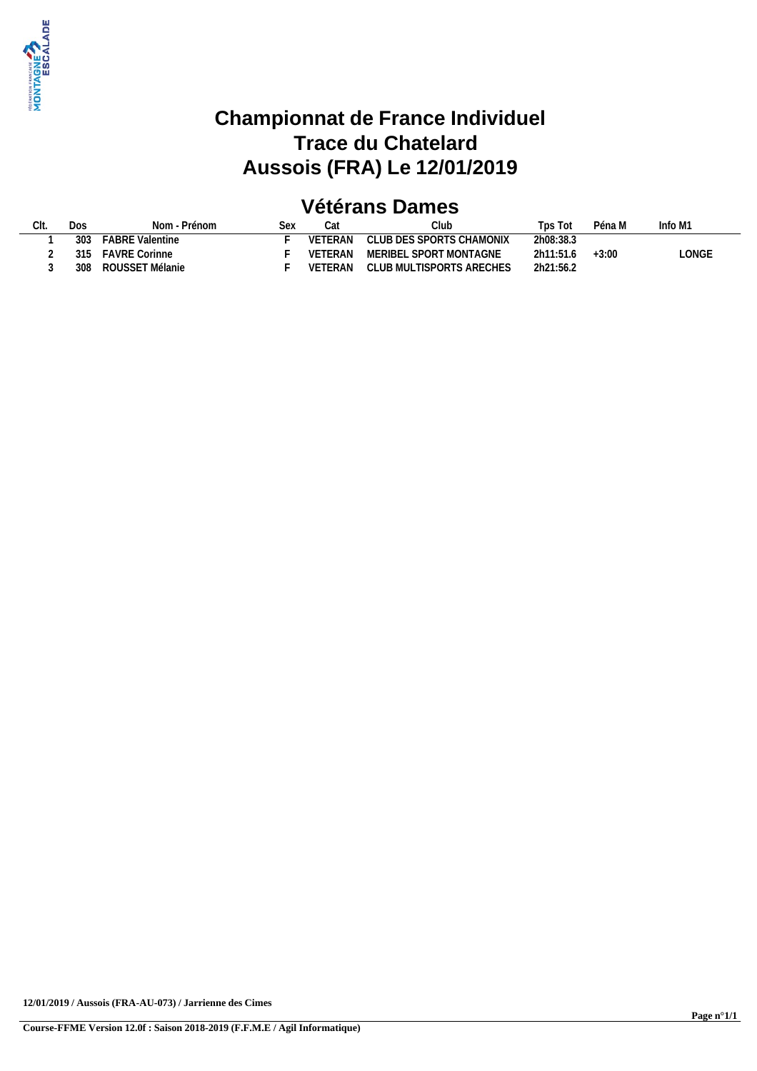# Championnat de France Individuel
# Trace du Chatelard
# Aussois (FRA) Le 12/01/2019

## Vétérans Dames

| Clt. | Dos | Nom - Prénom | Sex | Cat | Club | Tps Tot | Péna M | Info M1 |
|---|---|---|---|---|---|---|---|---|
| 1 | 303 | FABRE Valentine | F | VETERAN | CLUB DES SPORTS CHAMONIX | 2h08:38.3 | | |
| 2 | 315 | FAVRE Corinne | F | VETERAN | MERIBEL SPORT MONTAGNE | 2h11:51.6 | +3:00 | LONGE |
| 3 | 308 | ROUSSET Mélanie | F | VETERAN | CLUB MULTISPORTS ARECHES | 2h21:56.2 | | |

**12/01/2019 / Aussois (FRA-AU-073) / Jarrienne des Cimes**

**Course-FFME Version 12.0f : Saison 2018-2019 (F.F.M.E / Agil Informatique)**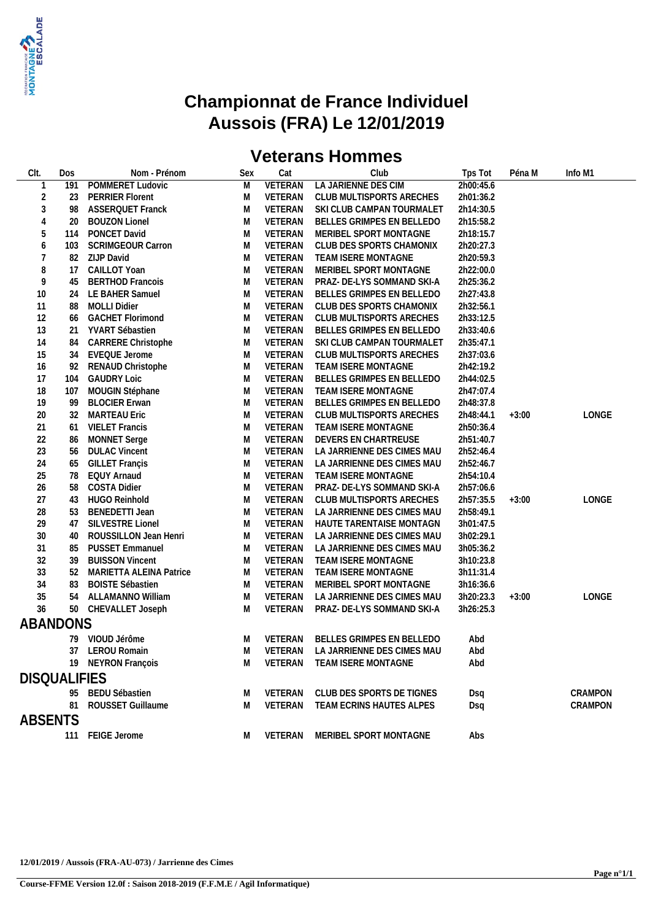# Championnat de France Individuel
# Aussois (FRA) Le 12/01/2019

## Veterans Hommes

| Clt. | Dos | Nom - Prénom | Sex | Cat | Club | Tps Tot | Péna M | Info M1 |
|---|---|---|---|---|---|---|---|---|
| 1 | 191 | POMMERET Ludovic | M | VETERAN | LA JARIENNE DES CIM | 2h00:45.6 | | |
| 2 | 23 | PERRIER Florent | M | VETERAN | CLUB MULTISPORTS ARECHES | 2h01:36.2 | | |
| 3 | 98 | ASSERQUET Franck | M | VETERAN | SKI CLUB CAMPAN TOURMALET | 2h14:30.5 | | |
| 4 | 20 | BOUZON Lionel | M | VETERAN | BELLES GRIMPES EN BELLEDO | 2h15:58.2 | | |
| 5 | 114 | PONCET David | M | VETERAN | MERIBEL SPORT MONTAGNE | 2h18:15.7 | | |
| 6 | 103 | SCRIMGEOUR Carron | M | VETERAN | CLUB DES SPORTS CHAMONIX | 2h20:27.3 | | |
| 7 | 82 | ZIJP David | M | VETERAN | TEAM ISERE MONTAGNE | 2h20:59.3 | | |
| 8 | 17 | CAILLOT Yoan | M | VETERAN | MERIBEL SPORT MONTAGNE | 2h22:00.0 | | |
| 9 | 45 | BERTHOD Francois | M | VETERAN | PRAZ- DE-LYS SOMMAND SKI-A | 2h25:36.2 | | |
| 10 | 24 | LE BAHER Samuel | M | VETERAN | BELLES GRIMPES EN BELLEDO | 2h27:43.8 | | |
| 11 | 88 | MOLLI Didier | M | VETERAN | CLUB DES SPORTS CHAMONIX | 2h32:56.1 | | |
| 12 | 66 | GACHET Florimond | M | VETERAN | CLUB MULTISPORTS ARECHES | 2h33:12.5 | | |
| 13 | 21 | YVART Sébastien | M | VETERAN | BELLES GRIMPES EN BELLEDO | 2h33:40.6 | | |
| 14 | 84 | CARRERE Christophe | M | VETERAN | SKI CLUB CAMPAN TOURMALET | 2h35:47.1 | | |
| 15 | 34 | EVEQUE Jerome | M | VETERAN | CLUB MULTISPORTS ARECHES | 2h37:03.6 | | |
| 16 | 92 | RENAUD Christophe | M | VETERAN | TEAM ISERE MONTAGNE | 2h42:19.2 | | |
| 17 | 104 | GAUDRY Loic | M | VETERAN | BELLES GRIMPES EN BELLEDO | 2h44:02.5 | | |
| 18 | 107 | MOUGIN Stéphane | M | VETERAN | TEAM ISERE MONTAGNE | 2h47:07.4 | | |
| 19 | 99 | BLOCIER Erwan | M | VETERAN | BELLES GRIMPES EN BELLEDO | 2h48:37.8 | | |
| 20 | 32 | MARTEAU Eric | M | VETERAN | CLUB MULTISPORTS ARECHES | 2h48:44.1 | +3:00 | LONGE |
| 21 | 61 | VIELET Francis | M | VETERAN | TEAM ISERE MONTAGNE | 2h50:36.4 | | |
| 22 | 86 | MONNET Serge | M | VETERAN | DEVERS EN CHARTREUSE | 2h51:40.7 | | |
| 23 | 56 | DULAC Vincent | M | VETERAN | LA JARRIENNE DES CIMES MAU | 2h52:46.4 | | |
| 24 | 65 | GILLET Françis | M | VETERAN | LA JARRIENNE DES CIMES MAU | 2h52:46.7 | | |
| 25 | 78 | EQUY Arnaud | M | VETERAN | TEAM ISERE MONTAGNE | 2h54:10.4 | | |
| 26 | 58 | COSTA Didier | M | VETERAN | PRAZ- DE-LYS SOMMAND SKI-A | 2h57:06.6 | | |
| 27 | 43 | HUGO Reinhold | M | VETERAN | CLUB MULTISPORTS ARECHES | 2h57:35.5 | +3:00 | LONGE |
| 28 | 53 | BENEDETTI Jean | M | VETERAN | LA JARRIENNE DES CIMES MAU | 2h58:49.1 | | |
| 29 | 47 | SILVESTRE Lionel | M | VETERAN | HAUTE TARENTAISE MONTAGN | 3h01:47.5 | | |
| 30 | 40 | ROUSSILLON Jean Henri | M | VETERAN | LA JARRIENNE DES CIMES MAU | 3h02:29.1 | | |
| 31 | 85 | PUSSET Emmanuel | M | VETERAN | LA JARRIENNE DES CIMES MAU | 3h05:36.2 | | |
| 32 | 39 | BUISSON Vincent | M | VETERAN | TEAM ISERE MONTAGNE | 3h10:23.8 | | |
| 33 | 52 | MARIETTA ALEINA Patrice | M | VETERAN | TEAM ISERE MONTAGNE | 3h11:31.4 | | |
| 34 | 83 | BOISTE Sébastien | M | VETERAN | MERIBEL SPORT MONTAGNE | 3h16:36.6 | | |
| 35 | 54 | ALLAMANNO William | M | VETERAN | LA JARRIENNE DES CIMES MAU | 3h20:23.3 | +3:00 | LONGE |
| 36 | 50 | CHEVALLET Joseph | M | VETERAN | PRAZ- DE-LYS SOMMAND SKI-A | 3h26:25.3 | | |
| **ABANDONS** | | | | | | | | |
| | 79 | VIOUD Jérôme | M | VETERAN | BELLES GRIMPES EN BELLEDO | Abd | | |
| | 37 | LEROU Romain | M | VETERAN | LA JARRIENNE DES CIMES MAU | Abd | | |
| | 19 | NEYRON François | M | VETERAN | TEAM ISERE MONTAGNE | Abd | | |
| **DISQUALIFIES** | | | | | | | | |
| | 95 | BEDU Sébastien | M | VETERAN | CLUB DES SPORTS DE TIGNES | Dsq | | CRAMPON |
| | 81 | ROUSSET Guillaume | M | VETERAN | TEAM ECRINS HAUTES ALPES | Dsq | | CRAMPON |
| **ABSENTS** | | | | | | | | |
| | 111 | FEIGE Jerome | M | VETERAN | MERIBEL SPORT MONTAGNE | Abs | | |

12/01/2019 / Aussois (FRA-AU-073) / Jarrienne des Cimes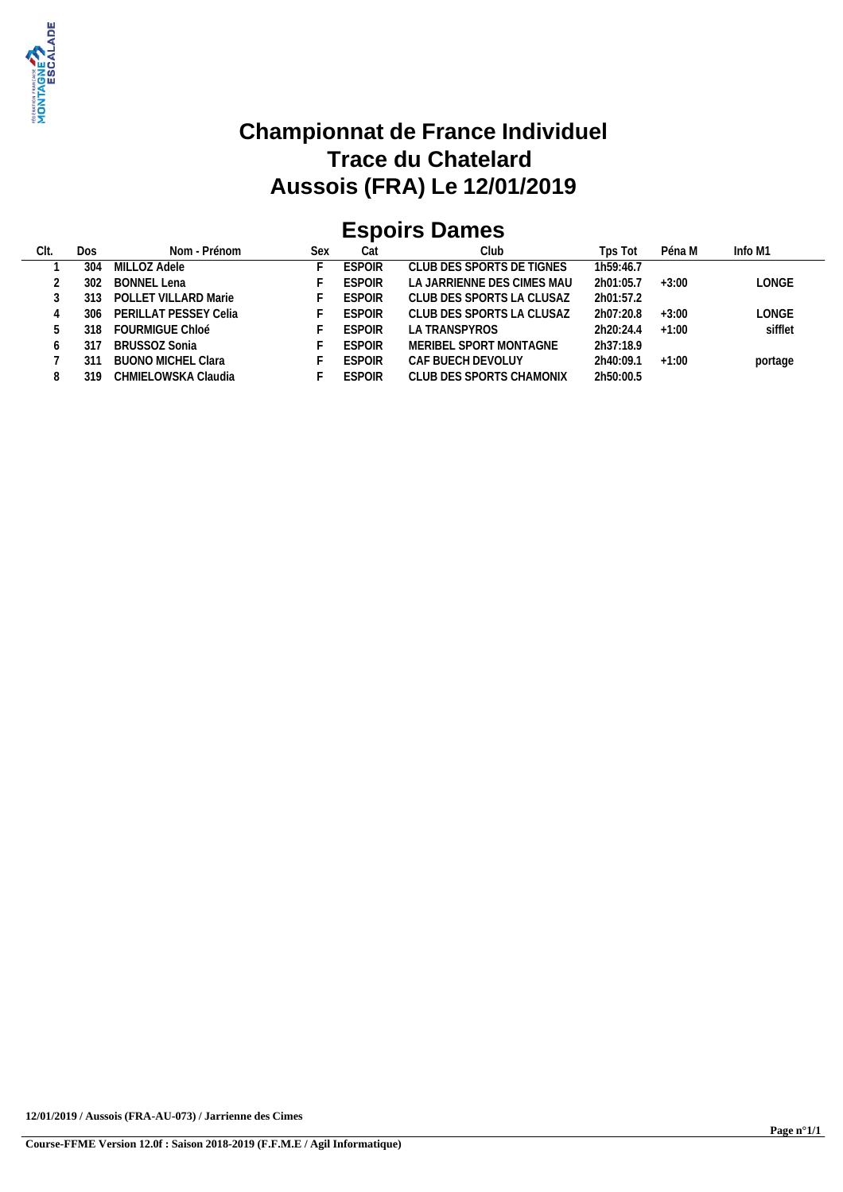# Championnat de France Individuel
# Trace du Chatelard
# Aussois (FRA) Le 12/01/2019

## Espoirs Dames

| Clt. | Dos | Nom - Prénom | Sex | Cat | Club | Tps Tot | Péna M | Info M1 |
|---|---|---|---|---|---|---|---|---|
| 1 | 304 | MILLOZ Adele | F | ESPOIR | CLUB DES SPORTS DE TIGNES | 1h59:46.7 | | |
| 2 | 302 | BONNEL Lena | F | ESPOIR | LA JARRIENNE DES CIMES MAU | 2h01:05.7 | +3:00 | LONGE |
| 3 | 313 | POLLET VILLARD Marie | F | ESPOIR | CLUB DES SPORTS LA CLUSAZ | 2h01:57.2 | | |
| 4 | 306 | PERILLAT PESSEY Celia | F | ESPOIR | CLUB DES SPORTS LA CLUSAZ | 2h07:20.8 | +3:00 | LONGE |
| 5 | 318 | FOURMIGUE Chloé | F | ESPOIR | LA TRANSPYROS | 2h20:24.4 | +1:00 | sifflet |
| 6 | 317 | BRUSSOZ Sonia | F | ESPOIR | MERIBEL SPORT MONTAGNE | 2h37:18.9 | | |
| 7 | 311 | BUONO MICHEL Clara | F | ESPOIR | CAF BUECH DEVOLUY | 2h40:09.1 | +1:00 | portage |
| 8 | 319 | CHMIELOWSKA Claudia | F | ESPOIR | CLUB DES SPORTS CHAMONIX | 2h50:00.5 | | |

**12/01/2019 / Aussois (FRA-AU-073) / Jarrienne des Cimes**

**Course-FFME Version 12.0f : Saison 2018-2019 (F.F.M.E / Agil Informatique)**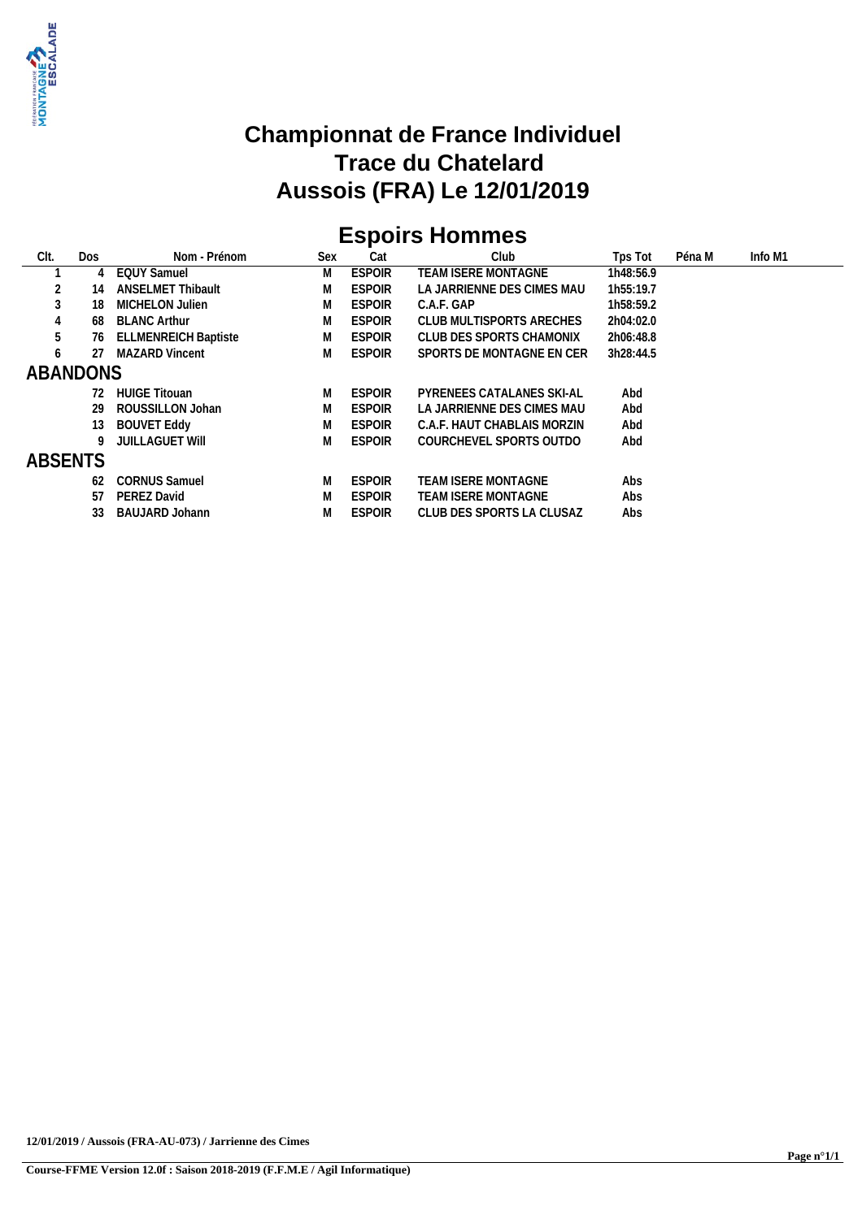# Championnat de France Individuel
# Trace du Chatelard
# Aussois (FRA) Le 12/01/2019

## Espoirs Hommes

| Clt. | Dos | Nom - Prénom | Sex | Cat | Club | Tps Tot | Péna M | Info M1 |
|---|---|---|---|---|---|---|---|---|
| 1 | 4 | EQUY Samuel | M | ESPOIR | TEAM ISERE MONTAGNE | 1h48:56.9 | | |
| 2 | 14 | ANSELMET Thibault | M | ESPOIR | LA JARRIENNE DES CIMES MAU | 1h55:19.7 | | |
| 3 | 18 | MICHELON Julien | M | ESPOIR | C.A.F. GAP | 1h58:59.2 | | |
| 4 | 68 | BLANC Arthur | M | ESPOIR | CLUB MULTISPORTS ARECHES | 2h04:02.0 | | |
| 5 | 76 | ELLMENREICH Baptiste | M | ESPOIR | CLUB DES SPORTS CHAMONIX | 2h06:48.8 | | |
| 6 | 27 | MAZARD Vincent | M | ESPOIR | SPORTS DE MONTAGNE EN CER | 3h28:44.5 | | |
| **ABANDONS** | | | | | | | | |
| | 72 | HUIGE Titouan | M | ESPOIR | PYRENEES CATALANES SKI-AL | Abd | | |
| | 29 | ROUSSILLON Johan | M | ESPOIR | LA JARRIENNE DES CIMES MAU | Abd | | |
| | 13 | BOUVET Eddy | M | ESPOIR | C.A.F. HAUT CHABLAIS MORZIN | Abd | | |
| | 9 | JUILLAGUET Will | M | ESPOIR | COURCHEVEL SPORTS OUTDO | Abd | | |
| **ABSENTS** | | | | | | | | |
| | 62 | CORNUS Samuel | M | ESPOIR | TEAM ISERE MONTAGNE | Abs | | |
| | 57 | PEREZ David | M | ESPOIR | TEAM ISERE MONTAGNE | Abs | | |
| | 33 | BAUJARD Johann | M | ESPOIR | CLUB DES SPORTS LA CLUSAZ | Abs | | |

**12/01/2019 / Aussois (FRA-AU-073) / Jarrienne des Cimes**

**Course-FFME Version 12.0f : Saison 2018-2019 (F.F.M.E / Agil Informatique)**